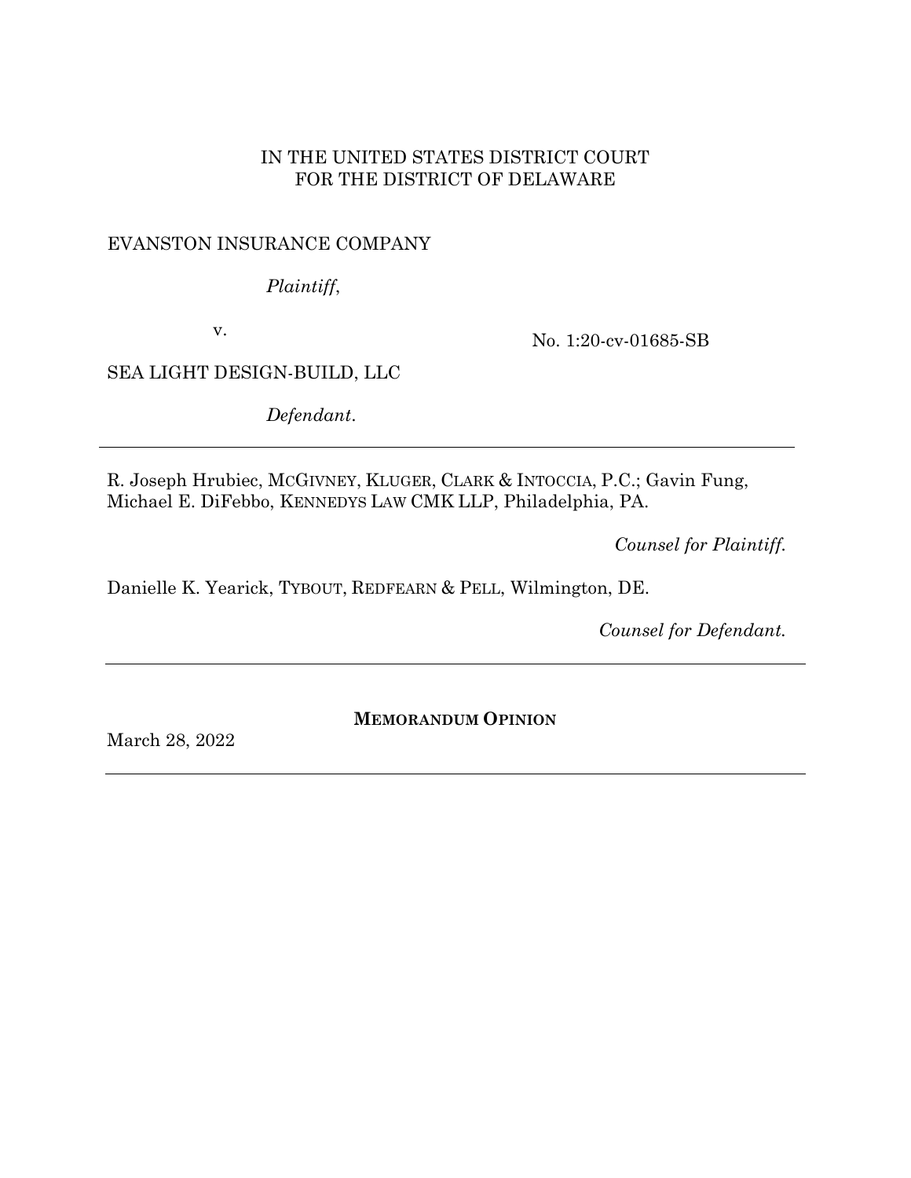IN THE UNITED STATES DISTRICT COURT
FOR THE DISTRICT OF DELAWARE

EVANSTON INSURANCE COMPANY

*Plaintiff*,

v.

SEA LIGHT DESIGN-BUILD, LLC

*Defendant*.

No. 1:20-cv-01685-SB

---

R. Joseph Hrubiec, MCGIVNEY, KLUGER, CLARK & INTOCCIA, P.C.; Gavin Fung, Michael E. DiFebbo, KENNEDYS LAW CMK LLP, Philadelphia, PA.

*Counsel for Plaintiff.*

Danielle K. Yearick, TYBOUT, REDFEARN & PELL, Wilmington, DE.

*Counsel for Defendant.*

---

**MEMORANDUM OPINION**

March 28, 2022

---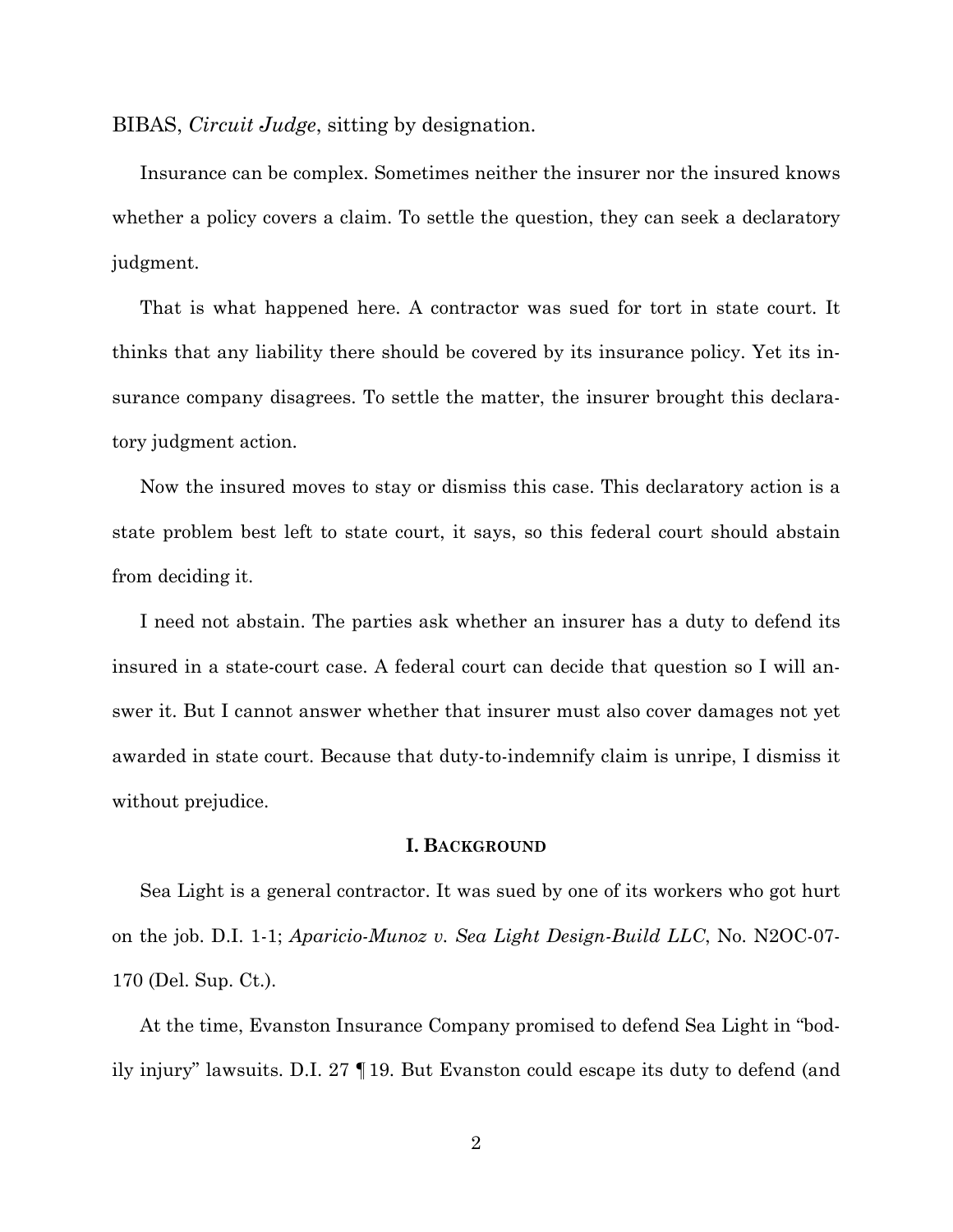BIBAS, *Circuit Judge*, sitting by designation.

Insurance can be complex. Sometimes neither the insurer nor the insured knows whether a policy covers a claim. To settle the question, they can seek a declaratory judgment.

That is what happened here. A contractor was sued for tort in state court. It thinks that any liability there should be covered by its insurance policy. Yet its insurance company disagrees. To settle the matter, the insurer brought this declaratory judgment action.

Now the insured moves to stay or dismiss this case. This declaratory action is a state problem best left to state court, it says, so this federal court should abstain from deciding it.

I need not abstain. The parties ask whether an insurer has a duty to defend its insured in a state-court case. A federal court can decide that question so I will answer it. But I cannot answer whether that insurer must also cover damages not yet awarded in state court. Because that duty-to-indemnify claim is unripe, I dismiss it without prejudice.

## I. BACKGROUND

Sea Light is a general contractor. It was sued by one of its workers who got hurt on the job. D.I. 1-1; *Aparicio-Munoz v. Sea Light Design-Build LLC*, No. N2OC-07-170 (Del. Sup. Ct.).

At the time, Evanston Insurance Company promised to defend Sea Light in "bodily injury" lawsuits. D.I. 27 ¶ 19. But Evanston could escape its duty to defend (and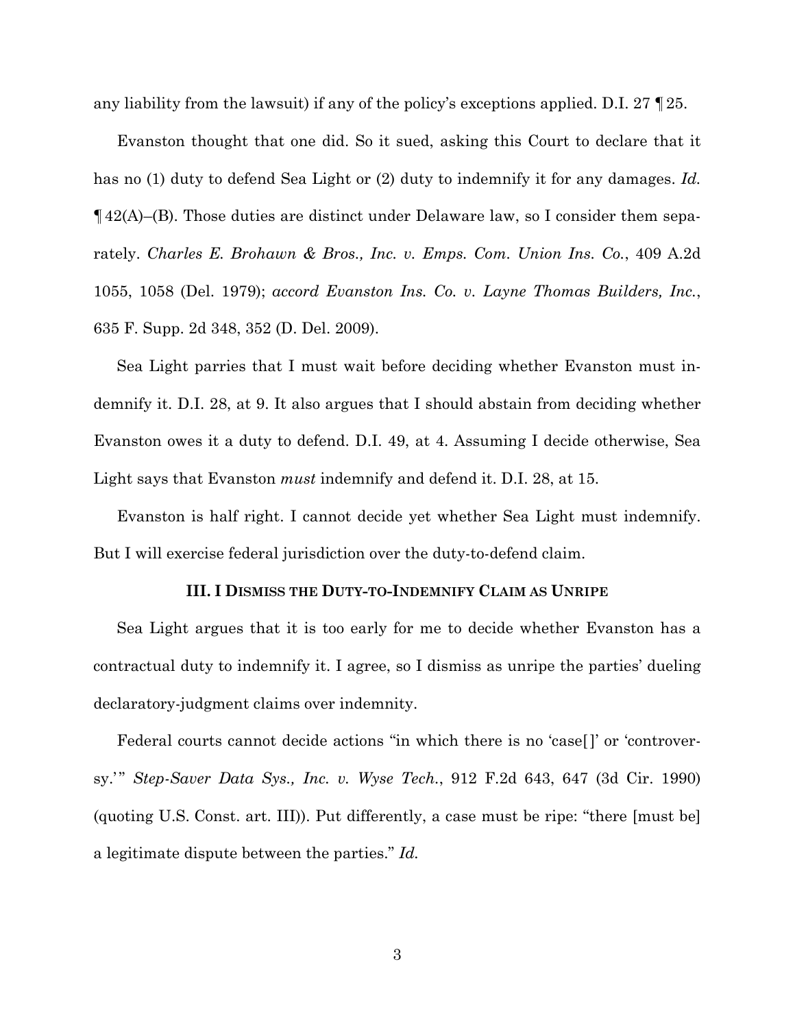any liability from the lawsuit) if any of the policy's exceptions applied. D.I. 27 ¶ 25.

Evanston thought that one did. So it sued, asking this Court to declare that it has no (1) duty to defend Sea Light or (2) duty to indemnify it for any damages. *Id.* ¶ 42(A)–(B). Those duties are distinct under Delaware law, so I consider them separately. *Charles E. Brohawn & Bros., Inc. v. Emps. Com. Union Ins. Co.*, 409 A.2d 1055, 1058 (Del. 1979); *accord Evanston Ins. Co. v. Layne Thomas Builders, Inc.*, 635 F. Supp. 2d 348, 352 (D. Del. 2009).

Sea Light parries that I must wait before deciding whether Evanston must indemnify it. D.I. 28, at 9. It also argues that I should abstain from deciding whether Evanston owes it a duty to defend. D.I. 49, at 4. Assuming I decide otherwise, Sea Light says that Evanston *must* indemnify and defend it. D.I. 28, at 15.

Evanston is half right. I cannot decide yet whether Sea Light must indemnify. But I will exercise federal jurisdiction over the duty-to-defend claim.

### III. I DISMISS THE DUTY-TO-INDEMNIFY CLAIM AS UNRIPE

Sea Light argues that it is too early for me to decide whether Evanston has a contractual duty to indemnify it. I agree, so I dismiss as unripe the parties' dueling declaratory-judgment claims over indemnity.

Federal courts cannot decide actions "in which there is no 'case[ ]' or 'controversy.'" *Step-Saver Data Sys., Inc. v. Wyse Tech.*, 912 F.2d 643, 647 (3d Cir. 1990) (quoting U.S. Const. art. III)). Put differently, a case must be ripe: "there [must be] a legitimate dispute between the parties." *Id.*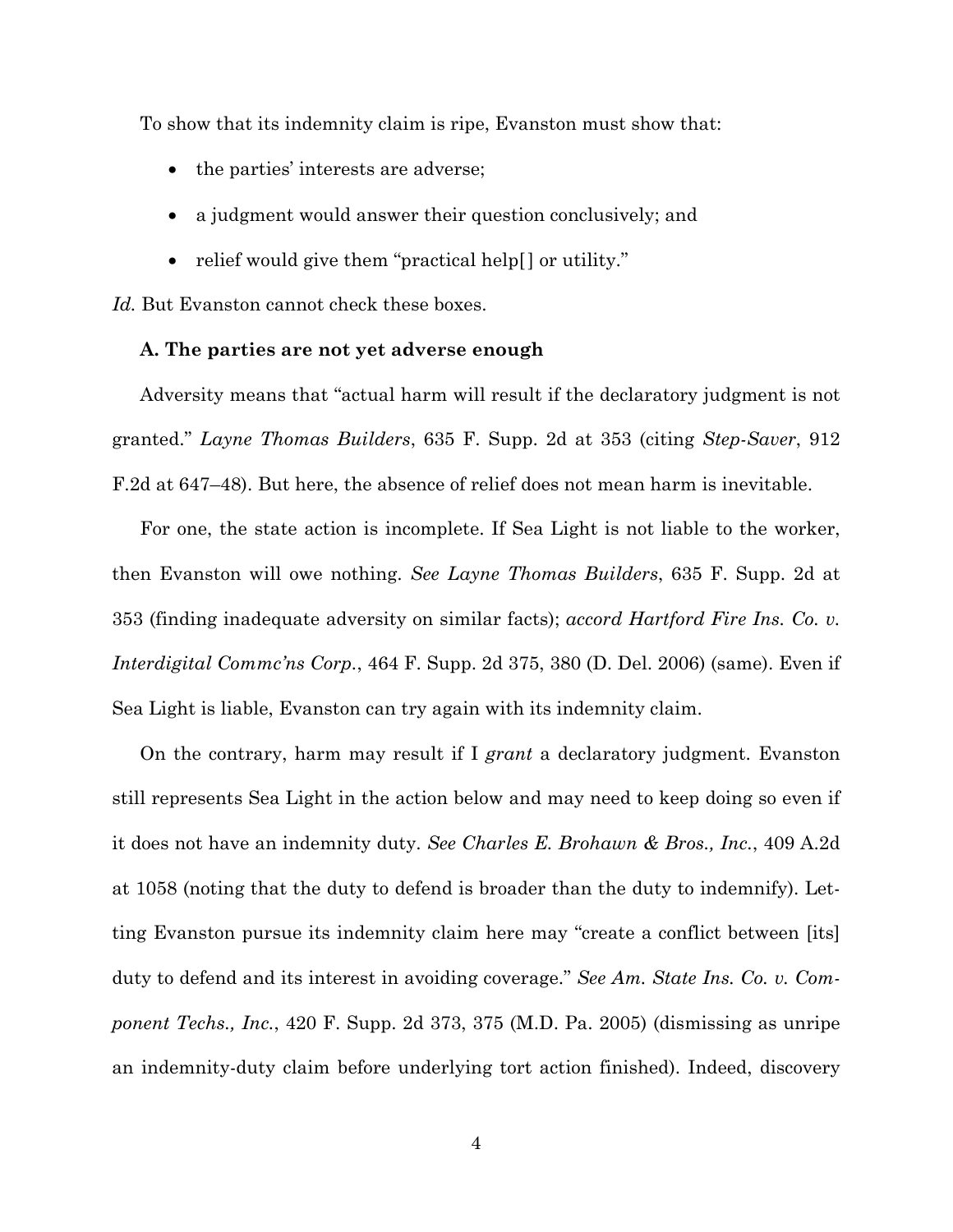To show that its indemnity claim is ripe, Evanston must show that:

- the parties' interests are adverse;
- a judgment would answer their question conclusively; and
- relief would give them "practical help[] or utility."

*Id.* But Evanston cannot check these boxes.

**A. The parties are not yet adverse enough**

Adversity means that "actual harm will result if the declaratory judgment is not granted." *Layne Thomas Builders*, 635 F. Supp. 2d at 353 (citing *Step-Saver*, 912 F.2d at 647–48). But here, the absence of relief does not mean harm is inevitable.

For one, the state action is incomplete. If Sea Light is not liable to the worker, then Evanston will owe nothing. *See Layne Thomas Builders*, 635 F. Supp. 2d at 353 (finding inadequate adversity on similar facts); *accord Hartford Fire Ins. Co. v. Interdigital Commc'ns Corp.*, 464 F. Supp. 2d 375, 380 (D. Del. 2006) (same). Even if Sea Light is liable, Evanston can try again with its indemnity claim.

On the contrary, harm may result if I *grant* a declaratory judgment. Evanston still represents Sea Light in the action below and may need to keep doing so even if it does not have an indemnity duty. *See Charles E. Brohawn & Bros., Inc.*, 409 A.2d at 1058 (noting that the duty to defend is broader than the duty to indemnify). Letting Evanston pursue its indemnity claim here may "create a conflict between [its] duty to defend and its interest in avoiding coverage." *See Am. State Ins. Co. v. Component Techs., Inc.*, 420 F. Supp. 2d 373, 375 (M.D. Pa. 2005) (dismissing as unripe an indemnity-duty claim before underlying tort action finished). Indeed, discovery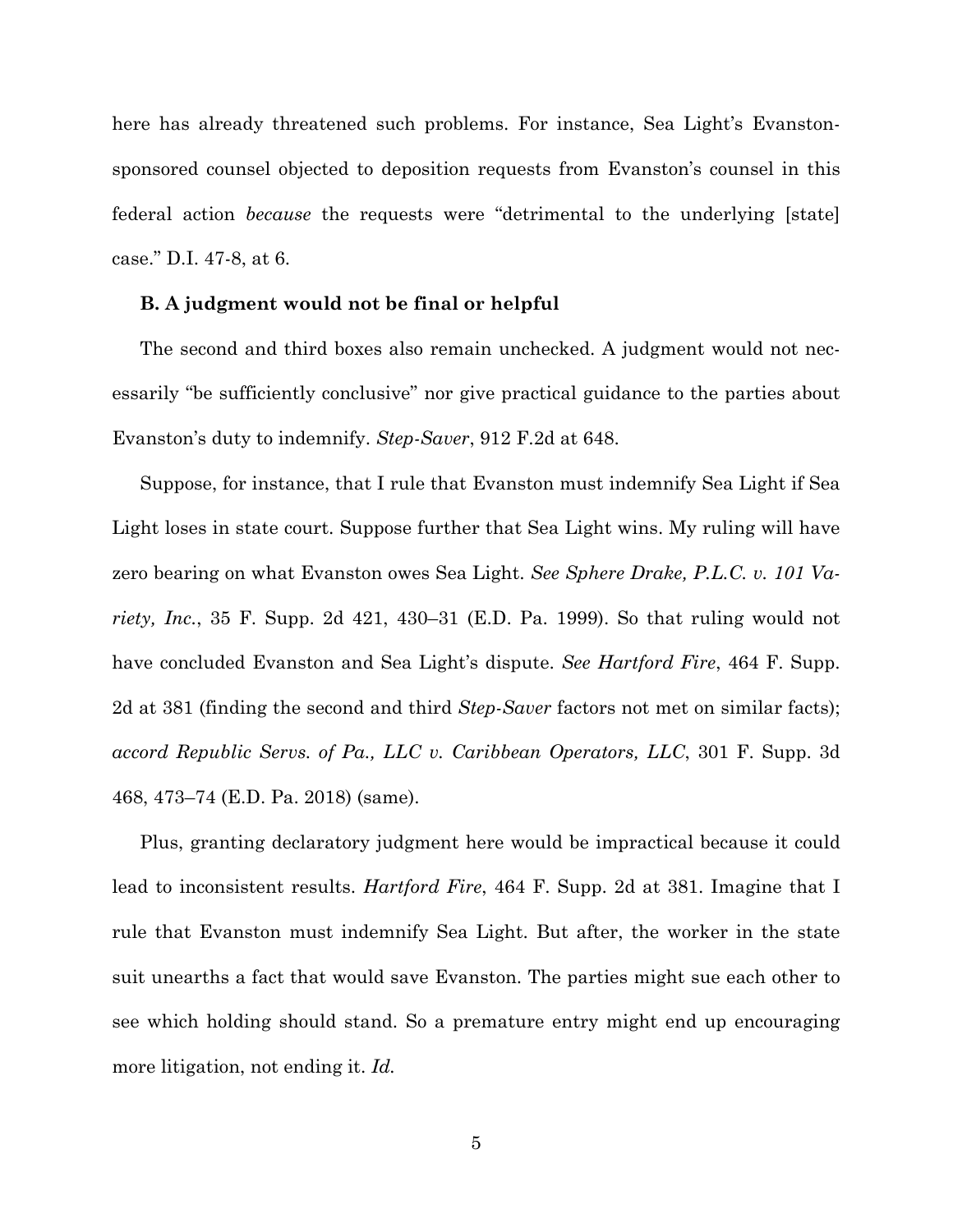here has already threatened such problems. For instance, Sea Light's Evanston-sponsored counsel objected to deposition requests from Evanston's counsel in this federal action *because* the requests were "detrimental to the underlying [state] case." D.I. 47-8, at 6.

**B. A judgment would not be final or helpful**

The second and third boxes also remain unchecked. A judgment would not necessarily "be sufficiently conclusive" nor give practical guidance to the parties about Evanston's duty to indemnify. *Step-Saver*, 912 F.2d at 648.

Suppose, for instance, that I rule that Evanston must indemnify Sea Light if Sea Light loses in state court. Suppose further that Sea Light wins. My ruling will have zero bearing on what Evanston owes Sea Light. *See Sphere Drake, P.L.C. v. 101 Variety, Inc.*, 35 F. Supp. 2d 421, 430–31 (E.D. Pa. 1999). So that ruling would not have concluded Evanston and Sea Light's dispute. *See Hartford Fire*, 464 F. Supp. 2d at 381 (finding the second and third *Step-Saver* factors not met on similar facts); *accord Republic Servs. of Pa., LLC v. Caribbean Operators, LLC*, 301 F. Supp. 3d 468, 473–74 (E.D. Pa. 2018) (same).

Plus, granting declaratory judgment here would be impractical because it could lead to inconsistent results. *Hartford Fire*, 464 F. Supp. 2d at 381. Imagine that I rule that Evanston must indemnify Sea Light. But after, the worker in the state suit unearths a fact that would save Evanston. The parties might sue each other to see which holding should stand. So a premature entry might end up encouraging more litigation, not ending it. *Id.*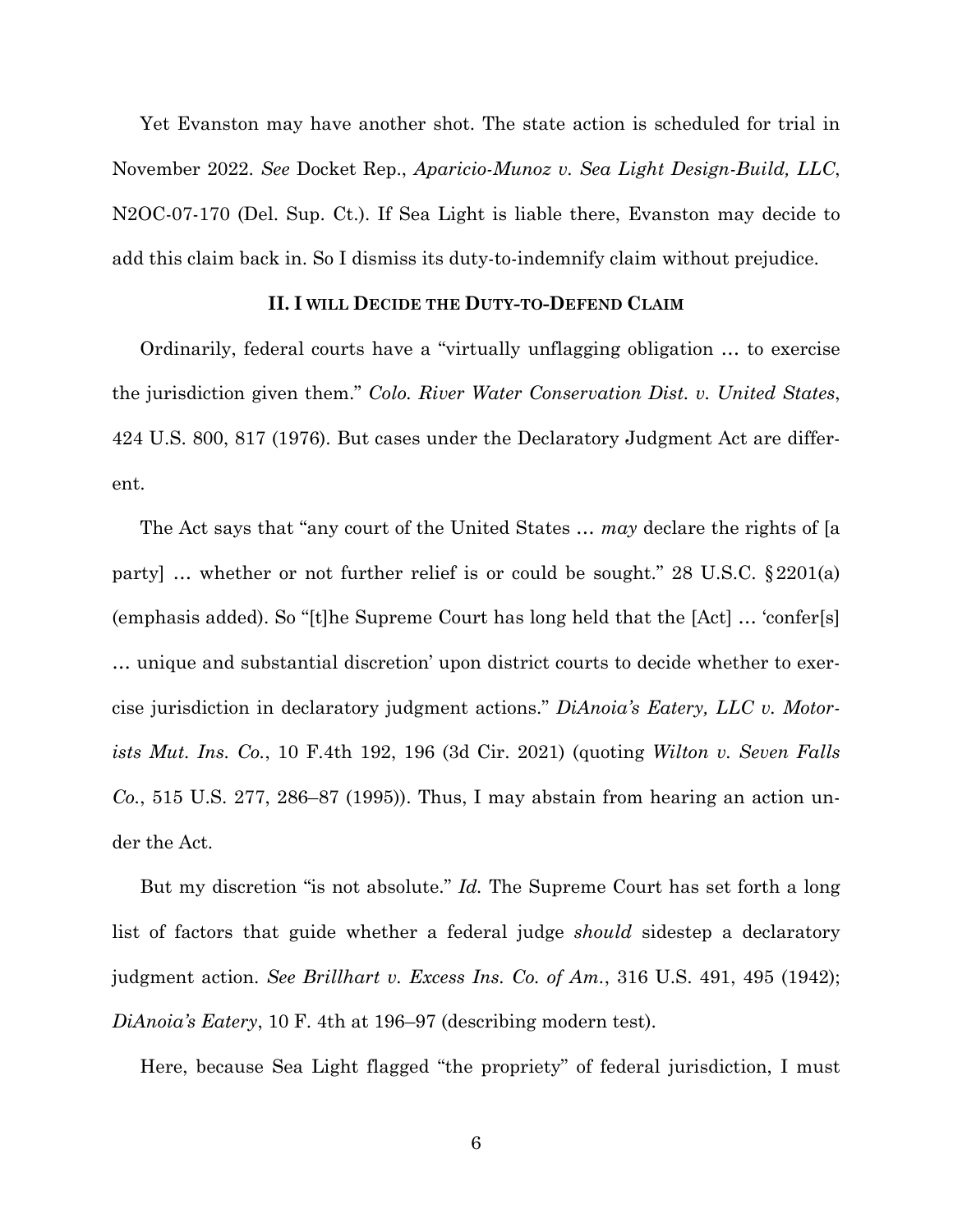Yet Evanston may have another shot. The state action is scheduled for trial in November 2022. *See* Docket Rep., *Aparicio-Munoz v. Sea Light Design-Build, LLC*, N2OC-07-170 (Del. Sup. Ct.). If Sea Light is liable there, Evanston may decide to add this claim back in. So I dismiss its duty-to-indemnify claim without prejudice.

## II. I WILL DECIDE THE DUTY-TO-DEFEND CLAIM

Ordinarily, federal courts have a "virtually unflagging obligation … to exercise the jurisdiction given them." *Colo. River Water Conservation Dist. v. United States*, 424 U.S. 800, 817 (1976). But cases under the Declaratory Judgment Act are different.

The Act says that "any court of the United States … *may* declare the rights of [a party] … whether or not further relief is or could be sought." 28 U.S.C. § 2201(a) (emphasis added). So "[t]he Supreme Court has long held that the [Act] … 'confer[s] … unique and substantial discretion' upon district courts to decide whether to exercise jurisdiction in declaratory judgment actions." *DiAnoia's Eatery, LLC v. Motorists Mut. Ins. Co.*, 10 F.4th 192, 196 (3d Cir. 2021) (quoting *Wilton v. Seven Falls Co.*, 515 U.S. 277, 286–87 (1995)). Thus, I may abstain from hearing an action under the Act.

But my discretion "is not absolute." *Id.* The Supreme Court has set forth a long list of factors that guide whether a federal judge *should* sidestep a declaratory judgment action. *See Brillhart v. Excess Ins. Co. of Am.*, 316 U.S. 491, 495 (1942); *DiAnoia's Eatery*, 10 F. 4th at 196–97 (describing modern test).

Here, because Sea Light flagged "the propriety" of federal jurisdiction, I must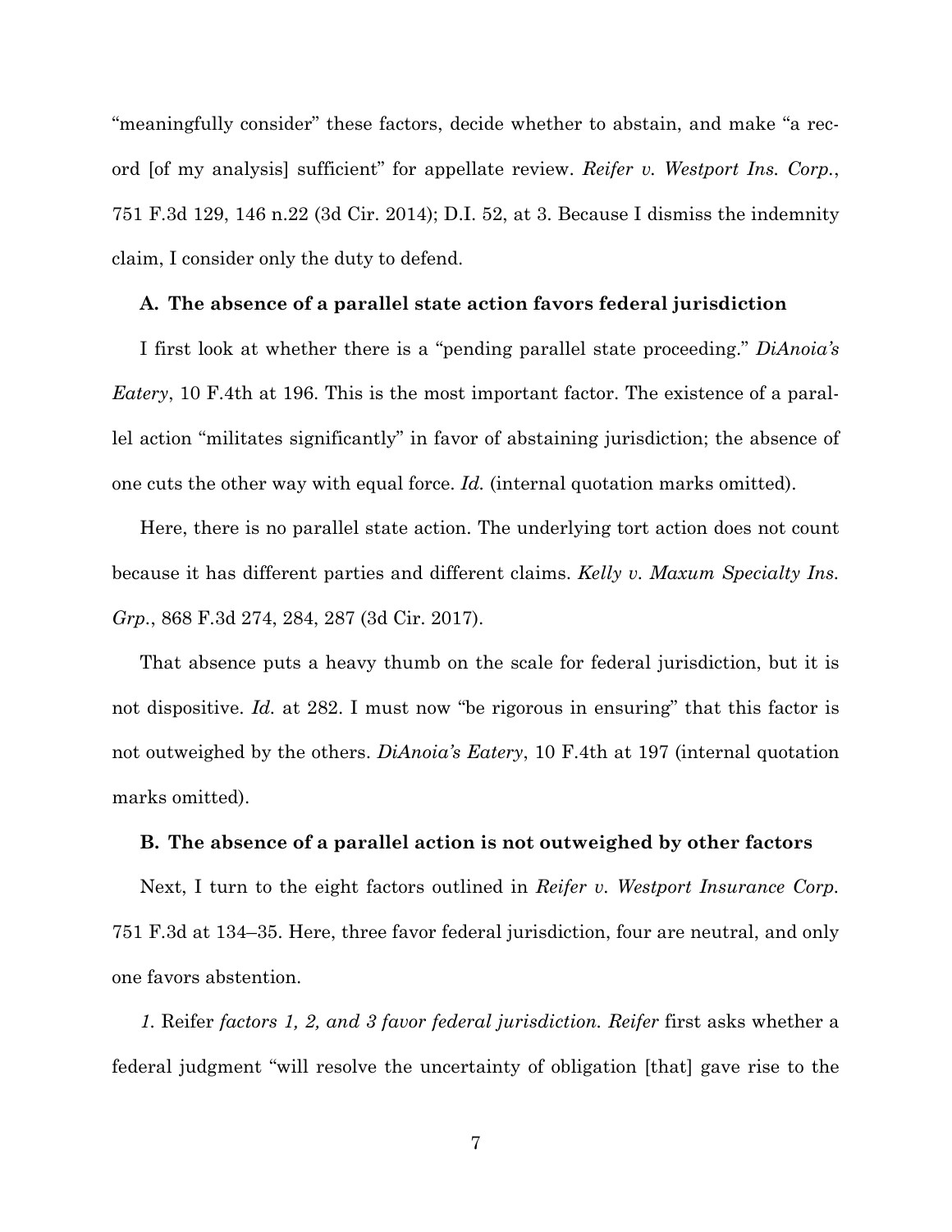"meaningfully consider" these factors, decide whether to abstain, and make "a record [of my analysis] sufficient" for appellate review. *Reifer v. Westport Ins. Corp.*, 751 F.3d 129, 146 n.22 (3d Cir. 2014); D.I. 52, at 3. Because I dismiss the indemnity claim, I consider only the duty to defend.

### A. The absence of a parallel state action favors federal jurisdiction

I first look at whether there is a "pending parallel state proceeding." *DiAnoia's Eatery*, 10 F.4th at 196. This is the most important factor. The existence of a parallel action "militates significantly" in favor of abstaining jurisdiction; the absence of one cuts the other way with equal force. *Id.* (internal quotation marks omitted).

Here, there is no parallel state action. The underlying tort action does not count because it has different parties and different claims. *Kelly v. Maxum Specialty Ins. Grp.*, 868 F.3d 274, 284, 287 (3d Cir. 2017).

That absence puts a heavy thumb on the scale for federal jurisdiction, but it is not dispositive. *Id.* at 282. I must now "be rigorous in ensuring" that this factor is not outweighed by the others. *DiAnoia's Eatery*, 10 F.4th at 197 (internal quotation marks omitted).

### B. The absence of a parallel action is not outweighed by other factors

Next, I turn to the eight factors outlined in *Reifer v. Westport Insurance Corp.* 751 F.3d at 134–35. Here, three favor federal jurisdiction, four are neutral, and only one favors abstention.

*1.* Reifer *factors 1, 2, and 3 favor federal jurisdiction. Reifer* first asks whether a federal judgment "will resolve the uncertainty of obligation [that] gave rise to the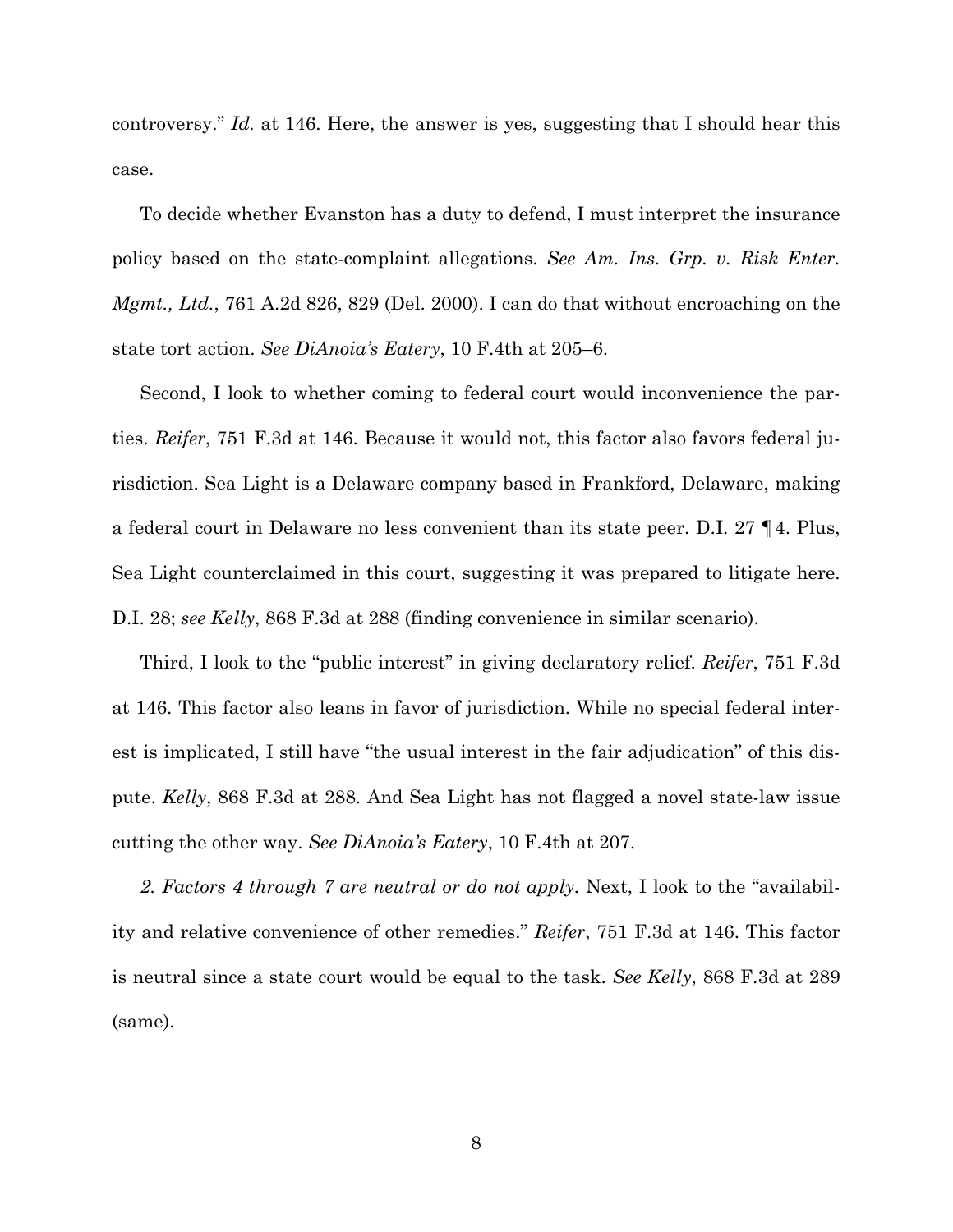controversy." *Id.* at 146. Here, the answer is yes, suggesting that I should hear this case.

To decide whether Evanston has a duty to defend, I must interpret the insurance policy based on the state-complaint allegations. *See Am. Ins. Grp. v. Risk Enter. Mgmt., Ltd.*, 761 A.2d 826, 829 (Del. 2000). I can do that without encroaching on the state tort action. *See DiAnoia's Eatery*, 10 F.4th at 205–6.

Second, I look to whether coming to federal court would inconvenience the parties. *Reifer*, 751 F.3d at 146. Because it would not, this factor also favors federal jurisdiction. Sea Light is a Delaware company based in Frankford, Delaware, making a federal court in Delaware no less convenient than its state peer. D.I. 27 ¶ 4. Plus, Sea Light counterclaimed in this court, suggesting it was prepared to litigate here. D.I. 28; *see Kelly*, 868 F.3d at 288 (finding convenience in similar scenario).

Third, I look to the "public interest" in giving declaratory relief. *Reifer*, 751 F.3d at 146. This factor also leans in favor of jurisdiction. While no special federal interest is implicated, I still have "the usual interest in the fair adjudication" of this dispute. *Kelly*, 868 F.3d at 288. And Sea Light has not flagged a novel state-law issue cutting the other way. *See DiAnoia's Eatery*, 10 F.4th at 207.

*2. Factors 4 through 7 are neutral or do not apply.* Next, I look to the "availability and relative convenience of other remedies." *Reifer*, 751 F.3d at 146. This factor is neutral since a state court would be equal to the task. *See Kelly*, 868 F.3d at 289 (same).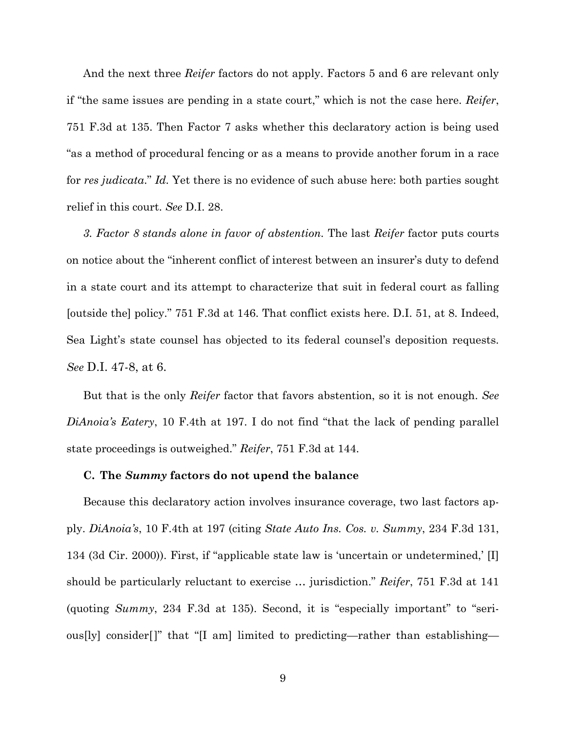And the next three *Reifer* factors do not apply. Factors 5 and 6 are relevant only if "the same issues are pending in a state court," which is not the case here. *Reifer*, 751 F.3d at 135. Then Factor 7 asks whether this declaratory action is being used "as a method of procedural fencing or as a means to provide another forum in a race for *res judicata*." *Id.* Yet there is no evidence of such abuse here: both parties sought relief in this court. *See* D.I. 28.

*3. Factor 8 stands alone in favor of abstention.* The last *Reifer* factor puts courts on notice about the "inherent conflict of interest between an insurer's duty to defend in a state court and its attempt to characterize that suit in federal court as falling [outside the] policy." 751 F.3d at 146. That conflict exists here. D.I. 51, at 8. Indeed, Sea Light's state counsel has objected to its federal counsel's deposition requests. *See* D.I. 47-8, at 6.

But that is the only *Reifer* factor that favors abstention, so it is not enough. *See DiAnoia's Eatery*, 10 F.4th at 197. I do not find "that the lack of pending parallel state proceedings is outweighed." *Reifer*, 751 F.3d at 144.

### C. The *Summy* factors do not upend the balance

Because this declaratory action involves insurance coverage, two last factors apply. *DiAnoia's*, 10 F.4th at 197 (citing *State Auto Ins. Cos. v. Summy*, 234 F.3d 131, 134 (3d Cir. 2000)). First, if "applicable state law is 'uncertain or undetermined,' [I] should be particularly reluctant to exercise … jurisdiction." *Reifer*, 751 F.3d at 141 (quoting *Summy*, 234 F.3d at 135). Second, it is "especially important" to "serious[ly] consider[]" that "[I am] limited to predicting—rather than establishing—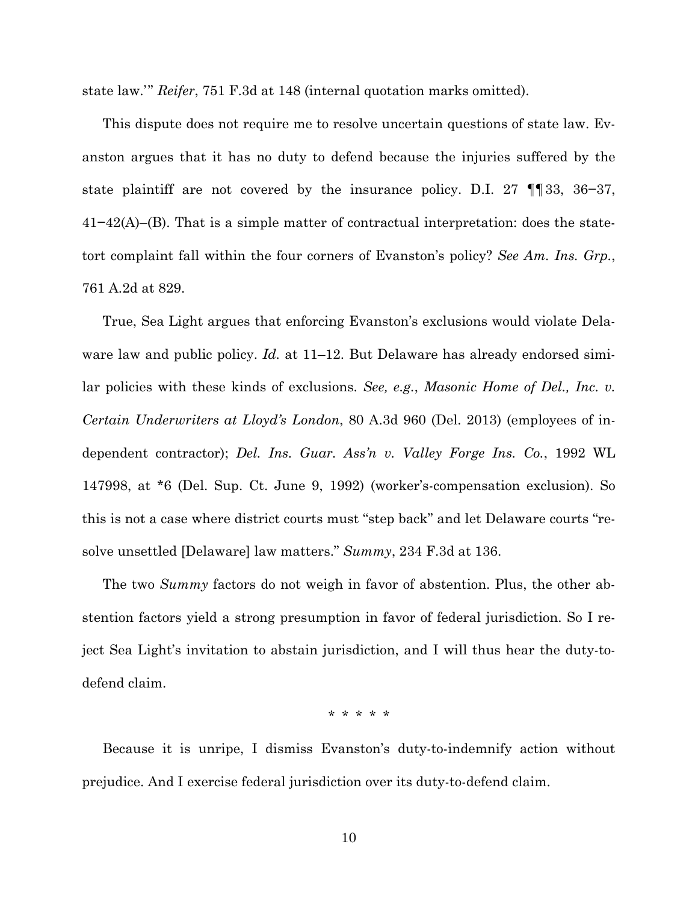state law.'" *Reifer*, 751 F.3d at 148 (internal quotation marks omitted).

This dispute does not require me to resolve uncertain questions of state law. Evanston argues that it has no duty to defend because the injuries suffered by the state plaintiff are not covered by the insurance policy. D.I. 27 ¶¶ 33, 36–37, 41–42(A)–(B). That is a simple matter of contractual interpretation: does the state-tort complaint fall within the four corners of Evanston's policy? *See Am. Ins. Grp.*, 761 A.2d at 829.

True, Sea Light argues that enforcing Evanston's exclusions would violate Delaware law and public policy. *Id.* at 11–12. But Delaware has already endorsed similar policies with these kinds of exclusions. *See, e.g.*, *Masonic Home of Del., Inc. v. Certain Underwriters at Lloyd's London*, 80 A.3d 960 (Del. 2013) (employees of independent contractor); *Del. Ins. Guar. Ass'n v. Valley Forge Ins. Co.*, 1992 WL 147998, at *6 (Del. Sup. Ct. June 9, 1992) (worker's-compensation exclusion). So this is not a case where district courts must "step back" and let Delaware courts "resolve unsettled [Delaware] law matters." *Summy*, 234 F.3d at 136.

The two *Summy* factors do not weigh in favor of abstention. Plus, the other abstention factors yield a strong presumption in favor of federal jurisdiction. So I reject Sea Light's invitation to abstain jurisdiction, and I will thus hear the duty-to-defend claim.

\* \* \* \* \*

Because it is unripe, I dismiss Evanston's duty-to-indemnify action without prejudice. And I exercise federal jurisdiction over its duty-to-defend claim.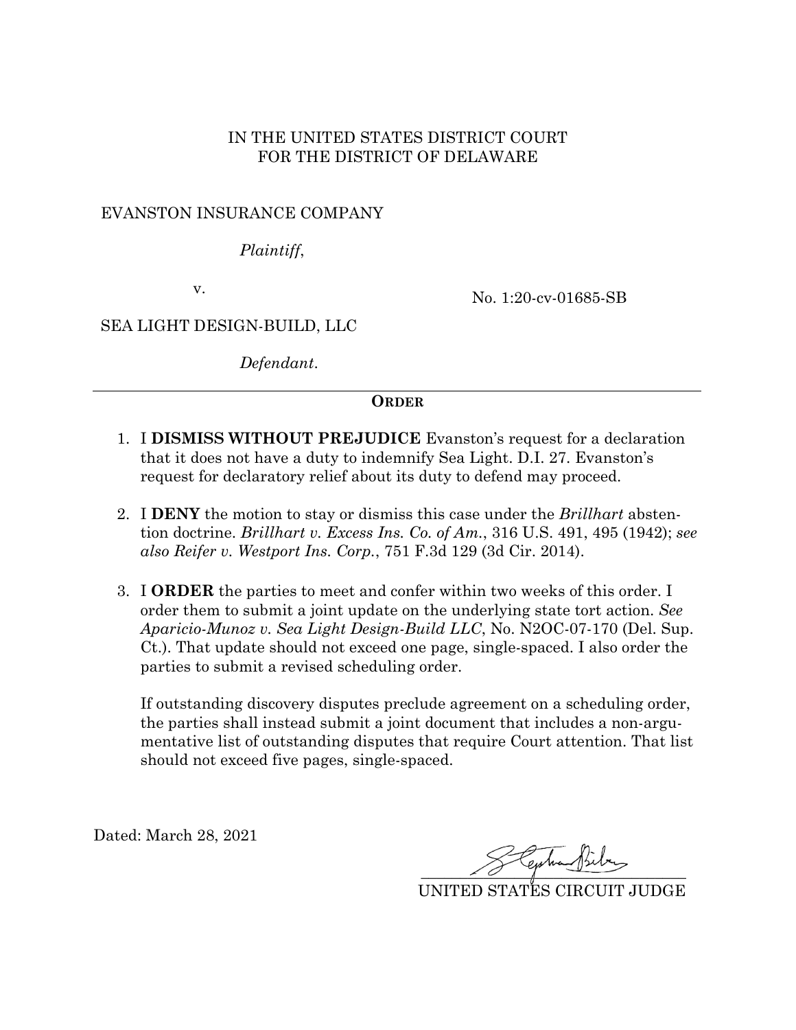IN THE UNITED STATES DISTRICT COURT
FOR THE DISTRICT OF DELAWARE

EVANSTON INSURANCE COMPANY

*Plaintiff*,

v.

No. 1:20-cv-01685-SB

SEA LIGHT DESIGN-BUILD, LLC

*Defendant*.

---

**ORDER**

1. I **DISMISS WITHOUT PREJUDICE** Evanston's request for a declaration that it does not have a duty to indemnify Sea Light. D.I. 27. Evanston's request for declaratory relief about its duty to defend may proceed.

2. I **DENY** the motion to stay or dismiss this case under the *Brillhart* abstention doctrine. *Brillhart v. Excess Ins. Co. of Am.*, 316 U.S. 491, 495 (1942); *see also Reifer v. Westport Ins. Corp.*, 751 F.3d 129 (3d Cir. 2014).

3. I **ORDER** the parties to meet and confer within two weeks of this order. I order them to submit a joint update on the underlying state tort action. *See Aparicio-Munoz v. Sea Light Design-Build LLC*, No. N2OC-07-170 (Del. Sup. Ct.). That update should not exceed one page, single-spaced. I also order the parties to submit a revised scheduling order.

   If outstanding discovery disputes preclude agreement on a scheduling order, the parties shall instead submit a joint document that includes a non-argumentative list of outstanding disputes that require Court attention. That list should not exceed five pages, single-spaced.

Dated: March 28, 2021

UNITED STATES CIRCUIT JUDGE